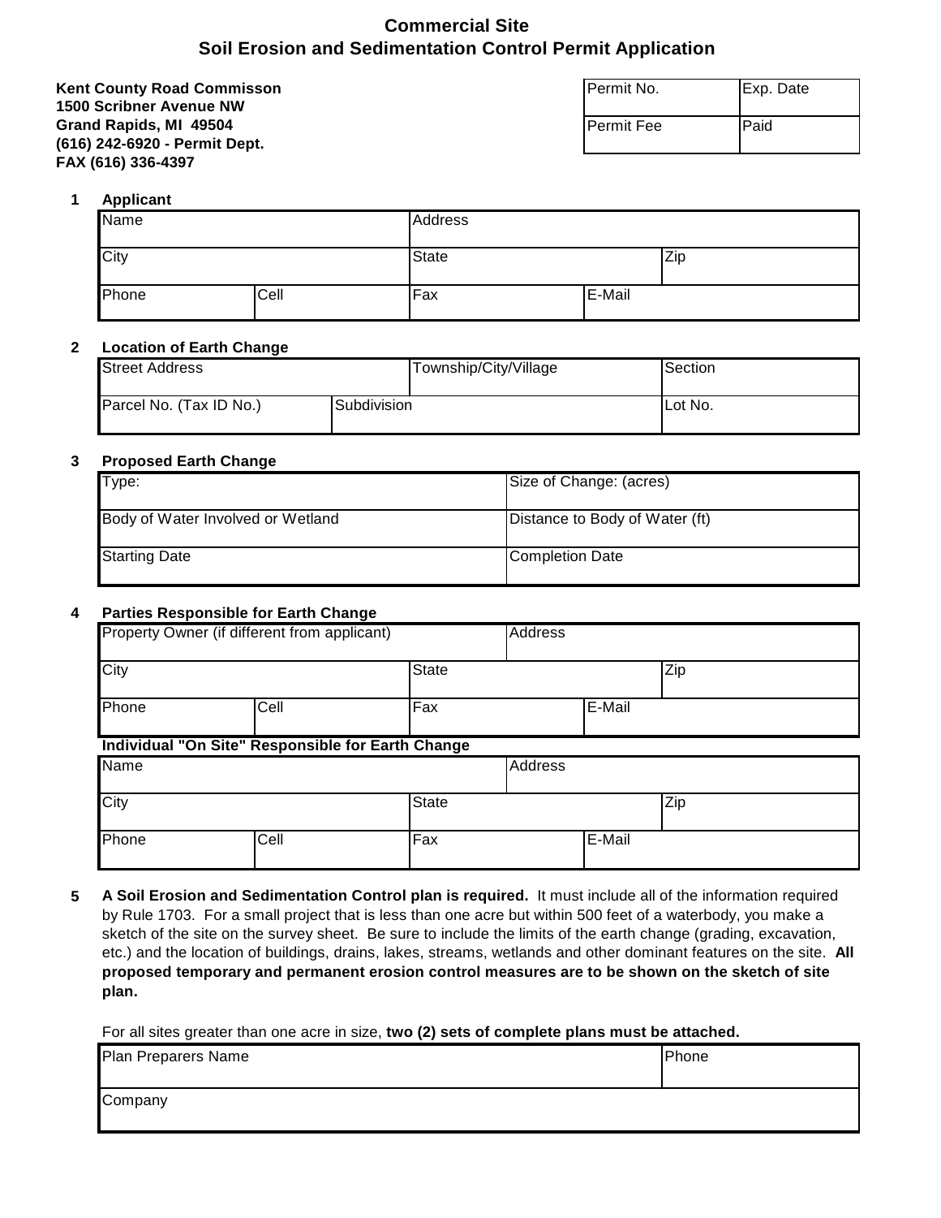# Commercial Site
# Soil Erosion and Sedimentation Control Permit Application

**Kent County Road Commisson**
**1500 Scribner Avenue NW**
**Grand Rapids, MI 49504**
**(616) 242-6920 - Permit Dept.**
**FAX (616) 336-4397**

| Permit No. | Exp. Date |
|---|---|
| Permit Fee | Paid |

**1 Applicant**

| Name | | Address | | |
|---|---|---|---|---|
| City | | State | | Zip |
| Phone | Cell | Fax | E-Mail | |

**2 Location of Earth Change**

| Street Address | | Township/City/Village | Section |
|---|---|---|---|
| Parcel No. (Tax ID No.) | Subdivision | | Lot No. |

**3 Proposed Earth Change**

| Type: | Size of Change: (acres) |
|---|---|
| Body of Water Involved or Wetland | Distance to Body of Water (ft) |
| Starting Date | Completion Date |

**4 Parties Responsible for Earth Change**

| Property Owner (if different from applicant) | | | Address | |
|---|---|---|---|---|
| City | | State | | Zip |
| Phone | Cell | Fax | E-Mail | |

**Individual "On Site" Responsible for Earth Change**

| Name | | | Address | |
|---|---|---|---|---|
| City | | State | | Zip |
| Phone | Cell | Fax | E-Mail | |

**5** **A Soil Erosion and Sedimentation Control plan is required.** It must include all of the information required by Rule 1703. For a small project that is less than one acre but within 500 feet of a waterbody, you make a sketch of the site on the survey sheet. Be sure to include the limits of the earth change (grading, excavation, etc.) and the location of buildings, drains, lakes, streams, wetlands and other dominant features on the site. **All proposed temporary and permanent erosion control measures are to be shown on the sketch of site plan.**

For all sites greater than one acre in size, **two (2) sets of complete plans must be attached.**

| Plan Preparers Name | Phone |
|---|---|
| Company | |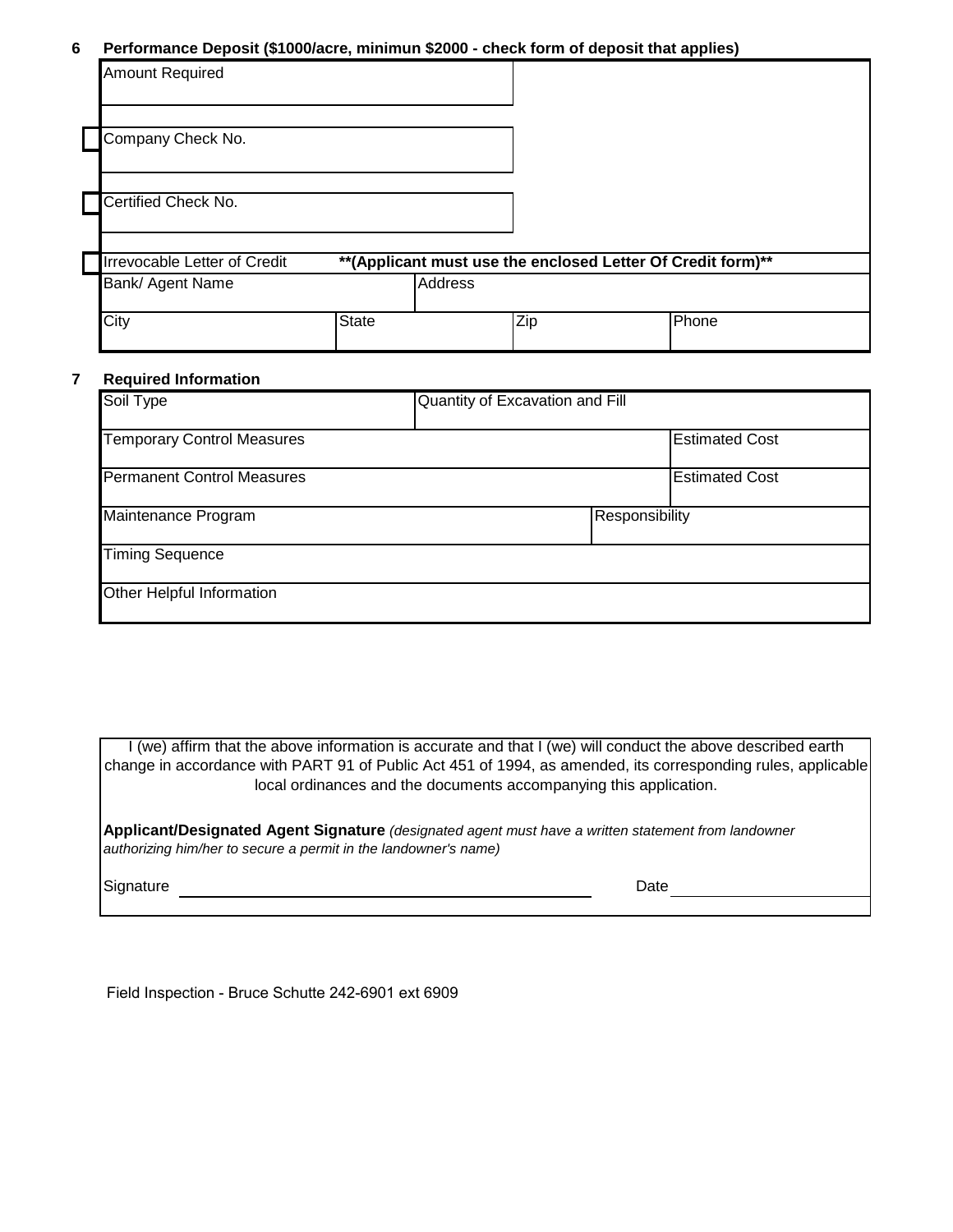## 6 Performance Deposit ($1000/acre, minimun $2000 - check form of deposit that applies)

| Amount Required | | | |
|---|---|---|---|
| ☐ Company Check No. | | | |
| ☐ Certified Check No. | | | |
| ☐ Irrevocable Letter of Credit | **(Applicant must use the enclosed Letter Of Credit form)** | | |
| Bank/ Agent Name | Address | | |
| City | State | Zip | Phone |

## 7 Required Information

| Soil Type | Quantity of Excavation and Fill |
|---|---|
| Temporary Control Measures | Estimated Cost |
| Permanent Control Measures | Estimated Cost |
| Maintenance Program | Responsibility |
| Timing Sequence | |
| Other Helpful Information | |

I (we) affirm that the above information is accurate and that I (we) will conduct the above described earth change in accordance with PART 91 of Public Act 451 of 1994, as amended, its corresponding rules, applicable local ordinances and the documents accompanying this application.

**Applicant/Designated Agent Signature** *(designated agent must have a written statement from landowner authorizing him/her to secure a permit in the landowner's name)*

Signature ______________________________ Date ______________

Field Inspection - Bruce Schutte 242-6901 ext 6909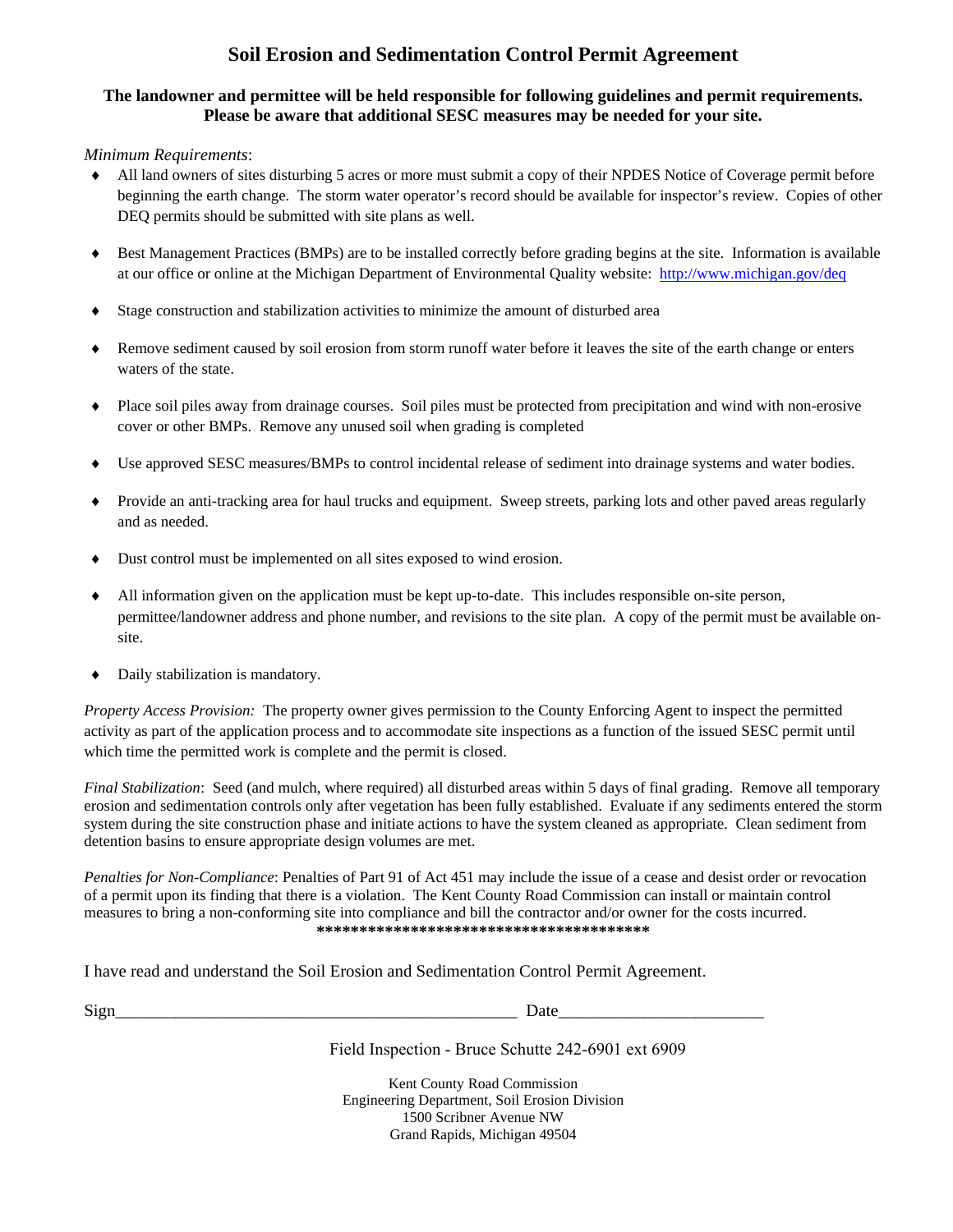# Soil Erosion and Sedimentation Control Permit Agreement

**The landowner and permittee will be held responsible for following guidelines and permit requirements. Please be aware that additional SESC measures may be needed for your site.**

*Minimum Requirements*:

- All land owners of sites disturbing 5 acres or more must submit a copy of their NPDES Notice of Coverage permit before beginning the earth change. The storm water operator's record should be available for inspector's review. Copies of other DEQ permits should be submitted with site plans as well.
- Best Management Practices (BMPs) are to be installed correctly before grading begins at the site. Information is available at our office or online at the Michigan Department of Environmental Quality website: http://www.michigan.gov/deq
- Stage construction and stabilization activities to minimize the amount of disturbed area
- Remove sediment caused by soil erosion from storm runoff water before it leaves the site of the earth change or enters waters of the state.
- Place soil piles away from drainage courses. Soil piles must be protected from precipitation and wind with non-erosive cover or other BMPs. Remove any unused soil when grading is completed
- Use approved SESC measures/BMPs to control incidental release of sediment into drainage systems and water bodies.
- Provide an anti-tracking area for haul trucks and equipment. Sweep streets, parking lots and other paved areas regularly and as needed.
- Dust control must be implemented on all sites exposed to wind erosion.
- All information given on the application must be kept up-to-date. This includes responsible on-site person, permittee/landowner address and phone number, and revisions to the site plan. A copy of the permit must be available on-site.
- Daily stabilization is mandatory.

*Property Access Provision:* The property owner gives permission to the County Enforcing Agent to inspect the permitted activity as part of the application process and to accommodate site inspections as a function of the issued SESC permit until which time the permitted work is complete and the permit is closed.

*Final Stabilization*: Seed (and mulch, where required) all disturbed areas within 5 days of final grading. Remove all temporary erosion and sedimentation controls only after vegetation has been fully established. Evaluate if any sediments entered the storm system during the site construction phase and initiate actions to have the system cleaned as appropriate. Clean sediment from detention basins to ensure appropriate design volumes are met.

*Penalties for Non-Compliance*: Penalties of Part 91 of Act 451 may include the issue of a cease and desist order or revocation of a permit upon its finding that there is a violation. The Kent County Road Commission can install or maintain control measures to bring a non-conforming site into compliance and bill the contractor and/or owner for the costs incurred.

****************************************

I have read and understand the Soil Erosion and Sedimentation Control Permit Agreement.

Sign_______________________________________________ Date_______________________

Field Inspection - Bruce Schutte 242-6901 ext 6909

Kent County Road Commission
Engineering Department, Soil Erosion Division
1500 Scribner Avenue NW
Grand Rapids, Michigan 49504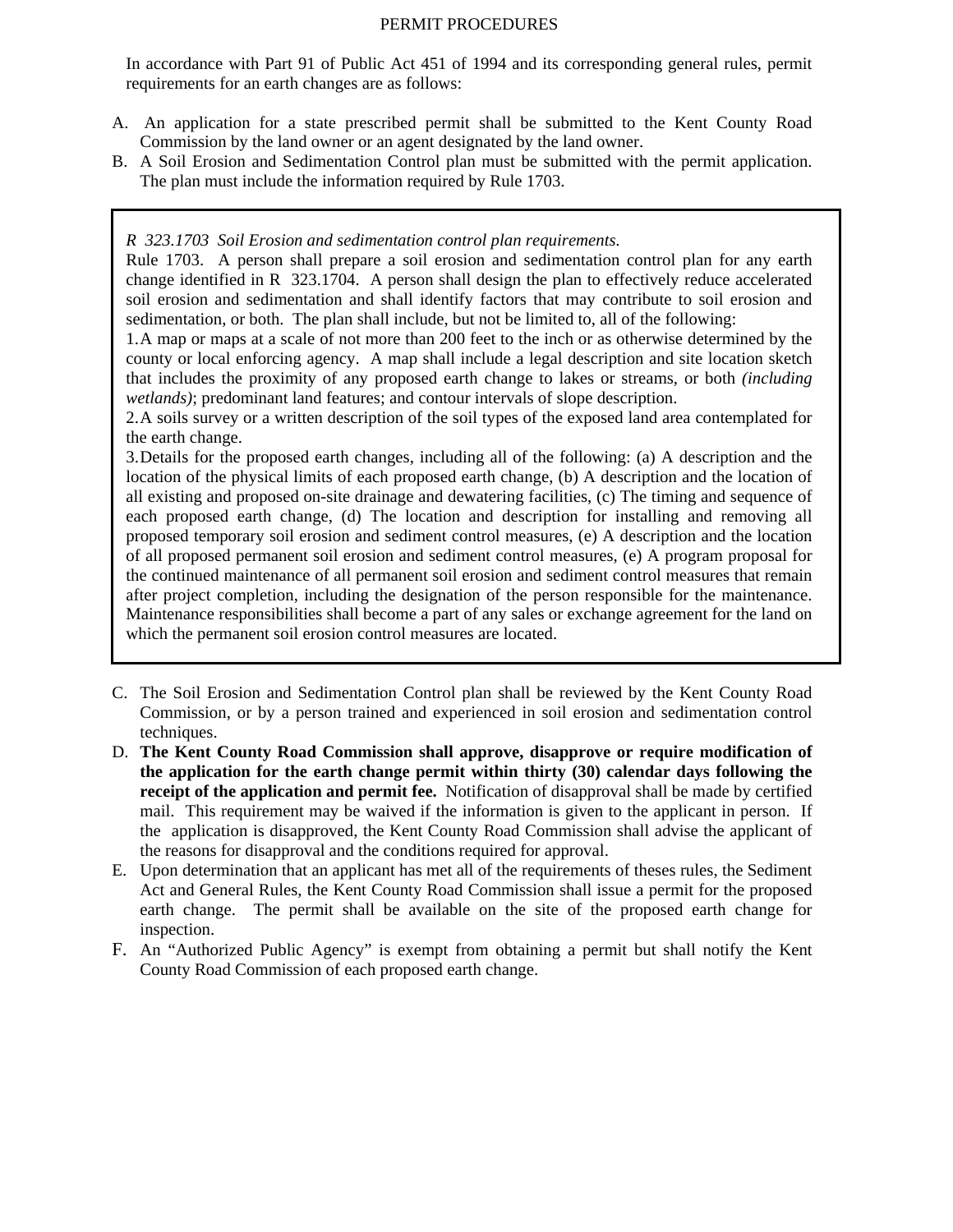# PERMIT PROCEDURES

In accordance with Part 91 of Public Act 451 of 1994 and its corresponding general rules, permit requirements for an earth changes are as follows:

A. An application for a state prescribed permit shall be submitted to the Kent County Road Commission by the land owner or an agent designated by the land owner.
B. A Soil Erosion and Sedimentation Control plan must be submitted with the permit application. The plan must include the information required by Rule 1703.

> *R 323.1703 Soil Erosion and sedimentation control plan requirements.*
> Rule 1703. A person shall prepare a soil erosion and sedimentation control plan for any earth change identified in R 323.1704. A person shall design the plan to effectively reduce accelerated soil erosion and sedimentation and shall identify factors that may contribute to soil erosion and sedimentation, or both. The plan shall include, but not be limited to, all of the following:
> 1. A map or maps at a scale of not more than 200 feet to the inch or as otherwise determined by the county or local enforcing agency. A map shall include a legal description and site location sketch that includes the proximity of any proposed earth change to lakes or streams, or both *(including wetlands)*; predominant land features; and contour intervals of slope description.
> 2. A soils survey or a written description of the soil types of the exposed land area contemplated for the earth change.
> 3. Details for the proposed earth changes, including all of the following: (a) A description and the location of the physical limits of each proposed earth change, (b) A description and the location of all existing and proposed on-site drainage and dewatering facilities, (c) The timing and sequence of each proposed earth change, (d) The location and description for installing and removing all proposed temporary soil erosion and sediment control measures, (e) A description and the location of all proposed permanent soil erosion and sediment control measures, (e) A program proposal for the continued maintenance of all permanent soil erosion and sediment control measures that remain after project completion, including the designation of the person responsible for the maintenance. Maintenance responsibilities shall become a part of any sales or exchange agreement for the land on which the permanent soil erosion control measures are located.

C. The Soil Erosion and Sedimentation Control plan shall be reviewed by the Kent County Road Commission, or by a person trained and experienced in soil erosion and sedimentation control techniques.
D. **The Kent County Road Commission shall approve, disapprove or require modification of the application for the earth change permit within thirty (30) calendar days following the receipt of the application and permit fee.** Notification of disapproval shall be made by certified mail. This requirement may be waived if the information is given to the applicant in person. If the application is disapproved, the Kent County Road Commission shall advise the applicant of the reasons for disapproval and the conditions required for approval.
E. Upon determination that an applicant has met all of the requirements of theses rules, the Sediment Act and General Rules, the Kent County Road Commission shall issue a permit for the proposed earth change. The permit shall be available on the site of the proposed earth change for inspection.
F. An "Authorized Public Agency" is exempt from obtaining a permit but shall notify the Kent County Road Commission of each proposed earth change.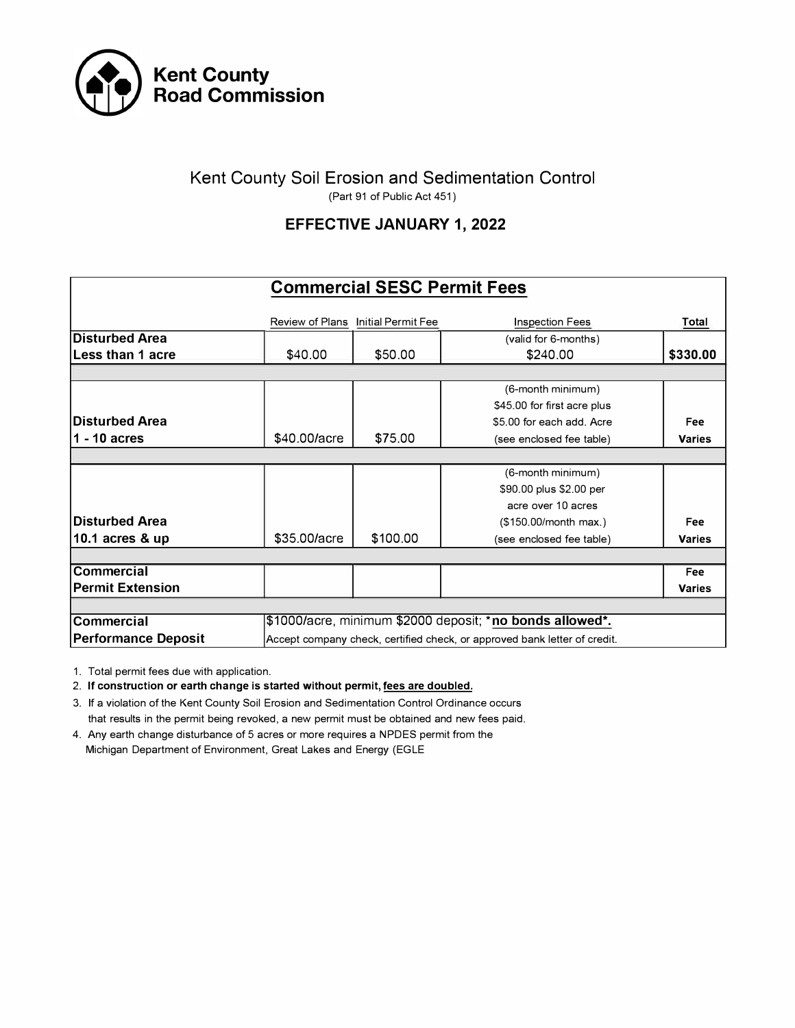**Kent County Road Commission**

## Kent County Soil Erosion and Sedimentation Control

(Part 91 of Public Act 451)

### EFFECTIVE JANUARY 1, 2022

| **Commercial SESC Permit Fees** | | | | |
|---|---|---|---|---|
| | Review of Plans | Initial Permit Fee | Inspection Fees | **Total** |
| **Disturbed Area Less than 1 acre** | $40.00 | $50.00 | (valid for 6-months) $240.00 | **$330.00** |
| **Disturbed Area 1 - 10 acres** | $40.00/acre | $75.00 | (6-month minimum) $45.00 for first acre plus $5.00 for each add. Acre (see enclosed fee table) | **Fee Varies** |
| **Disturbed Area 10.1 acres & up** | $35.00/acre | $100.00 | (6-month minimum) $90.00 plus $2.00 per acre over 10 acres ($150.00/month max.) (see enclosed fee table) | **Fee Varies** |
| **Commercial Permit Extension** | | | | **Fee Varies** |
| **Commercial Performance Deposit** | $1000/acre, minimum $2000 deposit; ***no bonds allowed*.** Accept company check, certified check, or approved bank letter of credit. | | | |

1. Total permit fees due with application.
2. **If construction or earth change is started without permit, fees are doubled.**
3. If a violation of the Kent County Soil Erosion and Sedimentation Control Ordinance occurs that results in the permit being revoked, a new permit must be obtained and new fees paid.
4. Any earth change disturbance of 5 acres or more requires a NPDES permit from the Michigan Department of Environment, Great Lakes and Energy (EGLE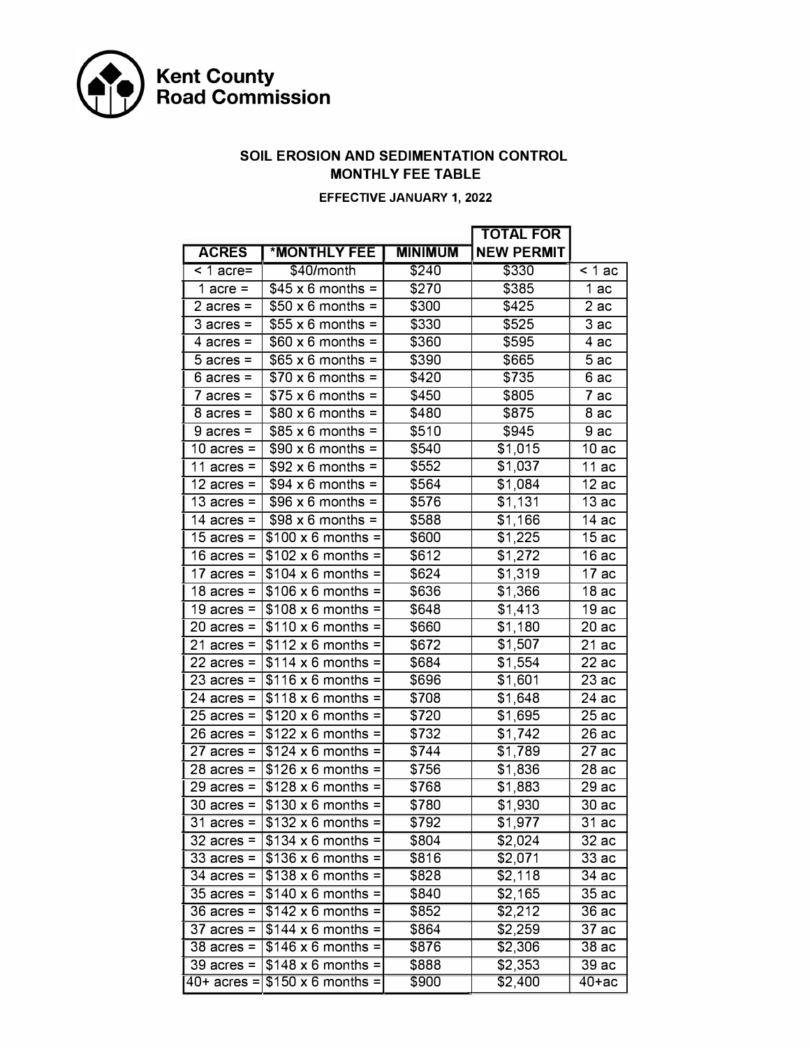Kent County
Road Commission

## SOIL EROSION AND SEDIMENTATION CONTROL
## MONTHLY FEE TABLE

**EFFECTIVE JANUARY 1, 2022**

| ACRES | *MONTHLY FEE | MINIMUM | TOTAL FOR NEW PERMIT | |
|---|---|---|---|---|
| < 1 acre= | $40/month | $240 | $330 | < 1 ac |
| 1 acre = | $45 x 6 months = | $270 | $385 | 1 ac |
| 2 acres = | $50 x 6 months = | $300 | $425 | 2 ac |
| 3 acres = | $55 x 6 months = | $330 | $525 | 3 ac |
| 4 acres = | $60 x 6 months = | $360 | $595 | 4 ac |
| 5 acres = | $65 x 6 months = | $390 | $665 | 5 ac |
| 6 acres = | $70 x 6 months = | $420 | $735 | 6 ac |
| 7 acres = | $75 x 6 months = | $450 | $805 | 7 ac |
| 8 acres = | $80 x 6 months = | $480 | $875 | 8 ac |
| 9 acres = | $85 x 6 months = | $510 | $945 | 9 ac |
| 10 acres = | $90 x 6 months = | $540 | $1,015 | 10 ac |
| 11 acres = | $92 x 6 months = | $552 | $1,037 | 11 ac |
| 12 acres = | $94 x 6 months = | $564 | $1,084 | 12 ac |
| 13 acres = | $96 x 6 months = | $576 | $1,131 | 13 ac |
| 14 acres = | $98 x 6 months = | $588 | $1,166 | 14 ac |
| 15 acres = | $100 x 6 months = | $600 | $1,225 | 15 ac |
| 16 acres = | $102 x 6 months = | $612 | $1,272 | 16 ac |
| 17 acres = | $104 x 6 months = | $624 | $1,319 | 17 ac |
| 18 acres = | $106 x 6 months = | $636 | $1,366 | 18 ac |
| 19 acres = | $108 x 6 months = | $648 | $1,413 | 19 ac |
| 20 acres = | $110 x 6 months = | $660 | $1,180 | 20 ac |
| 21 acres = | $112 x 6 months = | $672 | $1,507 | 21 ac |
| 22 acres = | $114 x 6 months = | $684 | $1,554 | 22 ac |
| 23 acres = | $116 x 6 months = | $696 | $1,601 | 23 ac |
| 24 acres = | $118 x 6 months = | $708 | $1,648 | 24 ac |
| 25 acres = | $120 x 6 months = | $720 | $1,695 | 25 ac |
| 26 acres = | $122 x 6 months = | $732 | $1,742 | 26 ac |
| 27 acres = | $124 x 6 months = | $744 | $1,789 | 27 ac |
| 28 acres = | $126 x 6 months = | $756 | $1,836 | 28 ac |
| 29 acres = | $128 x 6 months = | $768 | $1,883 | 29 ac |
| 30 acres = | $130 x 6 months = | $780 | $1,930 | 30 ac |
| 31 acres = | $132 x 6 months = | $792 | $1,977 | 31 ac |
| 32 acres = | $134 x 6 months = | $804 | $2,024 | 32 ac |
| 33 acres = | $136 x 6 months = | $816 | $2,071 | 33 ac |
| 34 acres = | $138 x 6 months = | $828 | $2,118 | 34 ac |
| 35 acres = | $140 x 6 months = | $840 | $2,165 | 35 ac |
| 36 acres = | $142 x 6 months = | $852 | $2,212 | 36 ac |
| 37 acres = | $144 x 6 months = | $864 | $2,259 | 37 ac |
| 38 acres = | $146 x 6 months = | $876 | $2,306 | 38 ac |
| 39 acres = | $148 x 6 months = | $888 | $2,353 | 39 ac |
| 40+ acres = | $150 x 6 months = | $900 | $2,400 | 40+ac |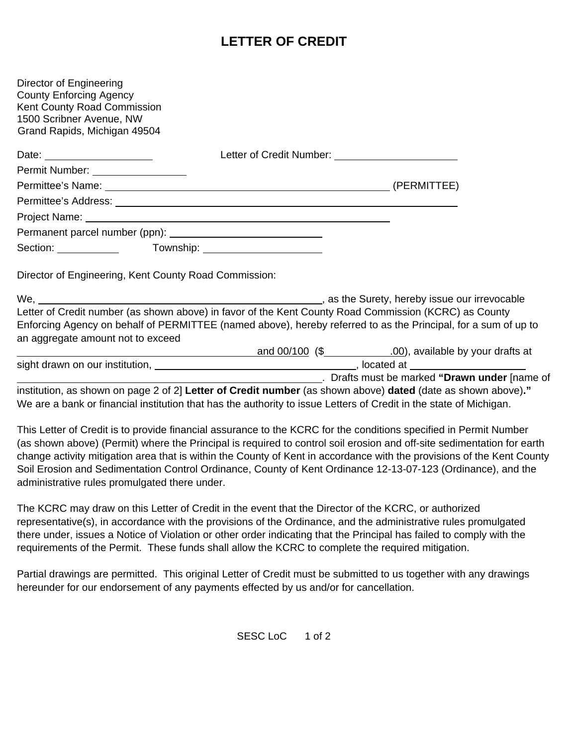# LETTER OF CREDIT

Director of Engineering
County Enforcing Agency
Kent County Road Commission
1500 Scribner Avenue, NW
Grand Rapids, Michigan 49504

Date: ____________________ Letter of Credit Number: ______________________

Permit Number: ________________

Permittee's Name: ______________________________________________________ (PERMITTEE)

Permittee's Address: ____________________________________________________________

Project Name: ____________________________________________________________

Permanent parcel number (ppn): ____________________________

Section: ___________ Township: ____________________

Director of Engineering, Kent County Road Commission:

We, ______________________________________________________, as the Surety, hereby issue our irrevocable Letter of Credit number (as shown above) in favor of the Kent County Road Commission (KCRC) as County Enforcing Agency on behalf of PERMITTEE (named above), hereby referred to as the Principal, for a sum of up to an aggregate amount not to exceed ______________________________________________ and 00/100 ($___________.00), available by your drafts at sight drawn on our institution, ____________________________________, located at ____________________ ____________________________________________________________. Drafts must be marked **"Drawn under** [name of institution, as shown on page 2 of 2] **Letter of Credit number** (as shown above) **dated** (date as shown above)**."** We are a bank or financial institution that has the authority to issue Letters of Credit in the state of Michigan.

This Letter of Credit is to provide financial assurance to the KCRC for the conditions specified in Permit Number (as shown above) (Permit) where the Principal is required to control soil erosion and off-site sedimentation for earth change activity mitigation area that is within the County of Kent in accordance with the provisions of the Kent County Soil Erosion and Sedimentation Control Ordinance, County of Kent Ordinance 12-13-07-123 (Ordinance), and the administrative rules promulgated there under.

The KCRC may draw on this Letter of Credit in the event that the Director of the KCRC, or authorized representative(s), in accordance with the provisions of the Ordinance, and the administrative rules promulgated there under, issues a Notice of Violation or other order indicating that the Principal has failed to comply with the requirements of the Permit. These funds shall allow the KCRC to complete the required mitigation.

Partial drawings are permitted. This original Letter of Credit must be submitted to us together with any drawings hereunder for our endorsement of any payments effected by us and/or for cancellation.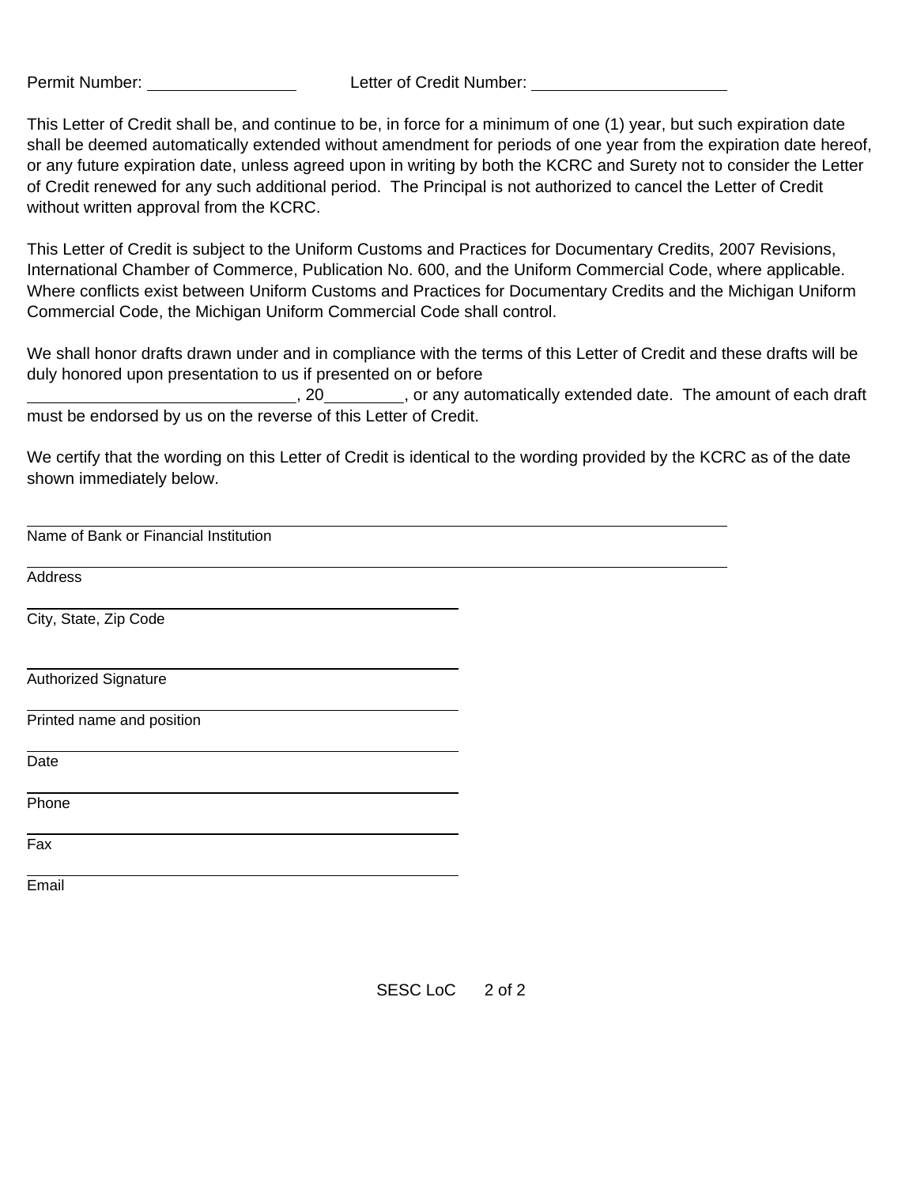Permit Number: ________________ Letter of Credit Number: ______________________

This Letter of Credit shall be, and continue to be, in force for a minimum of one (1) year, but such expiration date shall be deemed automatically extended without amendment for periods of one year from the expiration date hereof, or any future expiration date, unless agreed upon in writing by both the KCRC and Surety not to consider the Letter of Credit renewed for any such additional period. The Principal is not authorized to cancel the Letter of Credit without written approval from the KCRC.

This Letter of Credit is subject to the Uniform Customs and Practices for Documentary Credits, 2007 Revisions, International Chamber of Commerce, Publication No. 600, and the Uniform Commercial Code, where applicable. Where conflicts exist between Uniform Customs and Practices for Documentary Credits and the Michigan Uniform Commercial Code, the Michigan Uniform Commercial Code shall control.

We shall honor drafts drawn under and in compliance with the terms of this Letter of Credit and these drafts will be duly honored upon presentation to us if presented on or before ______________________________, 20________, or any automatically extended date. The amount of each draft must be endorsed by us on the reverse of this Letter of Credit.

We certify that the wording on this Letter of Credit is identical to the wording provided by the KCRC as of the date shown immediately below.

______________________________________________________________
Name of Bank or Financial Institution

______________________________________________________________
Address

________________________________________
City, State, Zip Code

________________________________________
Authorized Signature

________________________________________
Printed name and position

________________________________________
Date

________________________________________
Phone

________________________________________
Fax

________________________________________
Email

SESC LoC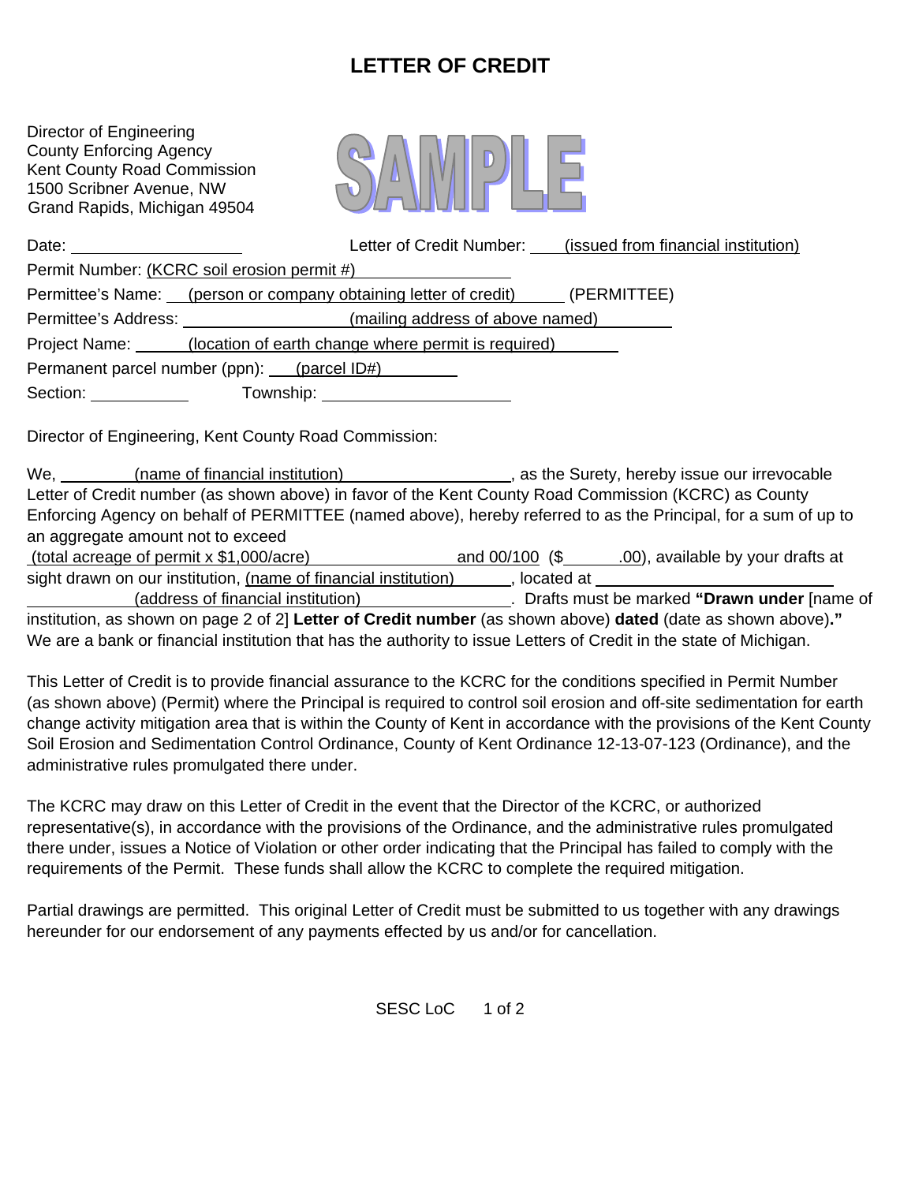# LETTER OF CREDIT

Director of Engineering
County Enforcing Agency
Kent County Road Commission
1500 Scribner Avenue, NW
Grand Rapids, Michigan 49504

SAMPLE

Date: ____________________ Letter of Credit Number: ____(issued from financial institution)

Permit Number: (KCRC soil erosion permit #)

Permittee's Name: __(person or company obtaining letter of credit)______ (PERMITTEE)

Permittee's Address: ____________________(mailing address of above named)________

Project Name: ______(location of earth change where permit is required)________

Permanent parcel number (ppn): ___(parcel ID#)________

Section: ___________ Township: ______________________

Director of Engineering, Kent County Road Commission:

We, ________(name of financial institution)__________________, as the Surety, hereby issue our irrevocable Letter of Credit number (as shown above) in favor of the Kent County Road Commission (KCRC) as County Enforcing Agency on behalf of PERMITTEE (named above), hereby referred to as the Principal, for a sum of up to an aggregate amount not to exceed (total acreage of permit x $1,000/acre)__________________ and 00/100 ($______.00), available by your drafts at sight drawn on our institution, (name of financial institution)______, located at ____________________________ ____________(address of financial institution)________________. Drafts must be marked **"Drawn under** [name of institution, as shown on page 2 of 2] **Letter of Credit number** (as shown above) **dated** (date as shown above)**."** We are a bank or financial institution that has the authority to issue Letters of Credit in the state of Michigan.

This Letter of Credit is to provide financial assurance to the KCRC for the conditions specified in Permit Number (as shown above) (Permit) where the Principal is required to control soil erosion and off-site sedimentation for earth change activity mitigation area that is within the County of Kent in accordance with the provisions of the Kent County Soil Erosion and Sedimentation Control Ordinance, County of Kent Ordinance 12-13-07-123 (Ordinance), and the administrative rules promulgated there under.

The KCRC may draw on this Letter of Credit in the event that the Director of the KCRC, or authorized representative(s), in accordance with the provisions of the Ordinance, and the administrative rules promulgated there under, issues a Notice of Violation or other order indicating that the Principal has failed to comply with the requirements of the Permit. These funds shall allow the KCRC to complete the required mitigation.

Partial drawings are permitted. This original Letter of Credit must be submitted to us together with any drawings hereunder for our endorsement of any payments effected by us and/or for cancellation.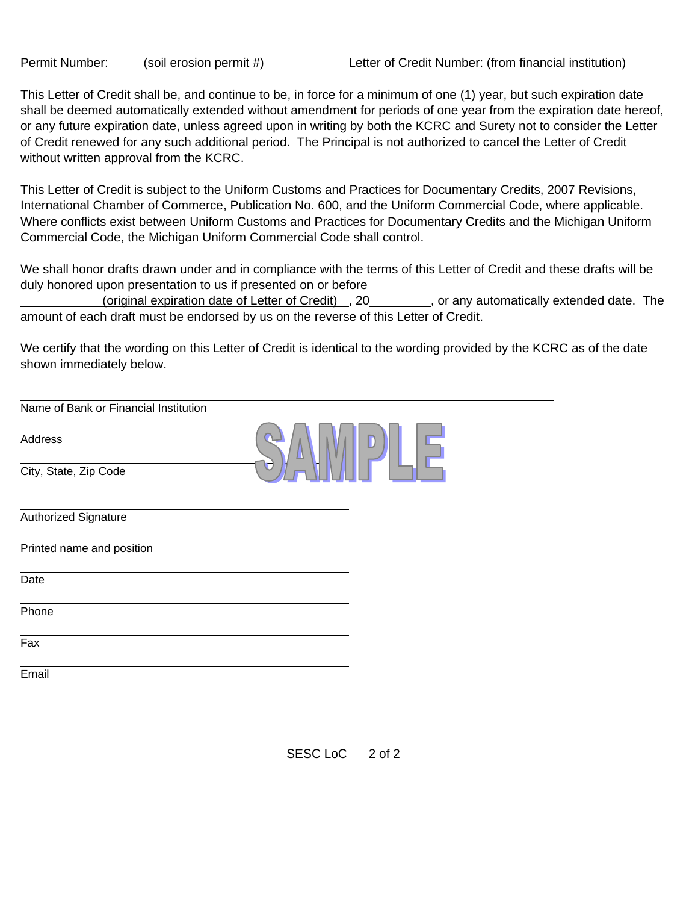Permit Number: \_\_\_\_\_(soil erosion permit #)\_\_\_\_\_\_\_\_ Letter of Credit Number: (from financial institution)

This Letter of Credit shall be, and continue to be, in force for a minimum of one (1) year, but such expiration date shall be deemed automatically extended without amendment for periods of one year from the expiration date hereof, or any future expiration date, unless agreed upon in writing by both the KCRC and Surety not to consider the Letter of Credit renewed for any such additional period. The Principal is not authorized to cancel the Letter of Credit without written approval from the KCRC.

This Letter of Credit is subject to the Uniform Customs and Practices for Documentary Credits, 2007 Revisions, International Chamber of Commerce, Publication No. 600, and the Uniform Commercial Code, where applicable. Where conflicts exist between Uniform Customs and Practices for Documentary Credits and the Michigan Uniform Commercial Code, the Michigan Uniform Commercial Code shall control.

We shall honor drafts drawn under and in compliance with the terms of this Letter of Credit and these drafts will be duly honored upon presentation to us if presented on or before \_\_\_\_\_\_\_\_\_\_\_\_(original expiration date of Letter of Credit)\_\_, 20\_\_\_\_\_\_\_\_\_, or any automatically extended date. The amount of each draft must be endorsed by us on the reverse of this Letter of Credit.

We certify that the wording on this Letter of Credit is identical to the wording provided by the KCRC as of the date shown immediately below.

SAMPLE

\_\_\_\_\_\_\_\_\_\_\_\_\_\_\_\_\_\_\_\_\_\_\_\_\_\_\_\_\_\_\_\_\_\_\_\_\_\_\_\_
Name of Bank or Financial Institution

\_\_\_\_\_\_\_\_\_\_\_\_\_\_\_\_\_\_\_\_\_\_\_\_\_\_\_\_\_\_\_\_\_\_\_\_\_\_\_\_
Address

\_\_\_\_\_\_\_\_\_\_\_\_\_\_\_\_\_\_\_\_\_\_\_\_\_\_\_\_\_\_\_\_\_\_\_\_\_\_\_\_
City, State, Zip Code

\_\_\_\_\_\_\_\_\_\_\_\_\_\_\_\_\_\_\_\_\_\_\_\_\_\_\_\_\_\_\_\_\_\_\_\_\_\_\_\_
Authorized Signature

\_\_\_\_\_\_\_\_\_\_\_\_\_\_\_\_\_\_\_\_\_\_\_\_\_\_\_\_\_\_\_\_\_\_\_\_\_\_\_\_
Printed name and position

\_\_\_\_\_\_\_\_\_\_\_\_\_\_\_\_\_\_\_\_\_\_\_\_\_\_\_\_\_\_\_\_\_\_\_\_\_\_\_\_
Date

\_\_\_\_\_\_\_\_\_\_\_\_\_\_\_\_\_\_\_\_\_\_\_\_\_\_\_\_\_\_\_\_\_\_\_\_\_\_\_\_
Phone

\_\_\_\_\_\_\_\_\_\_\_\_\_\_\_\_\_\_\_\_\_\_\_\_\_\_\_\_\_\_\_\_\_\_\_\_\_\_\_\_
Fax

\_\_\_\_\_\_\_\_\_\_\_\_\_\_\_\_\_\_\_\_\_\_\_\_\_\_\_\_\_\_\_\_\_\_\_\_\_\_\_\_
Email